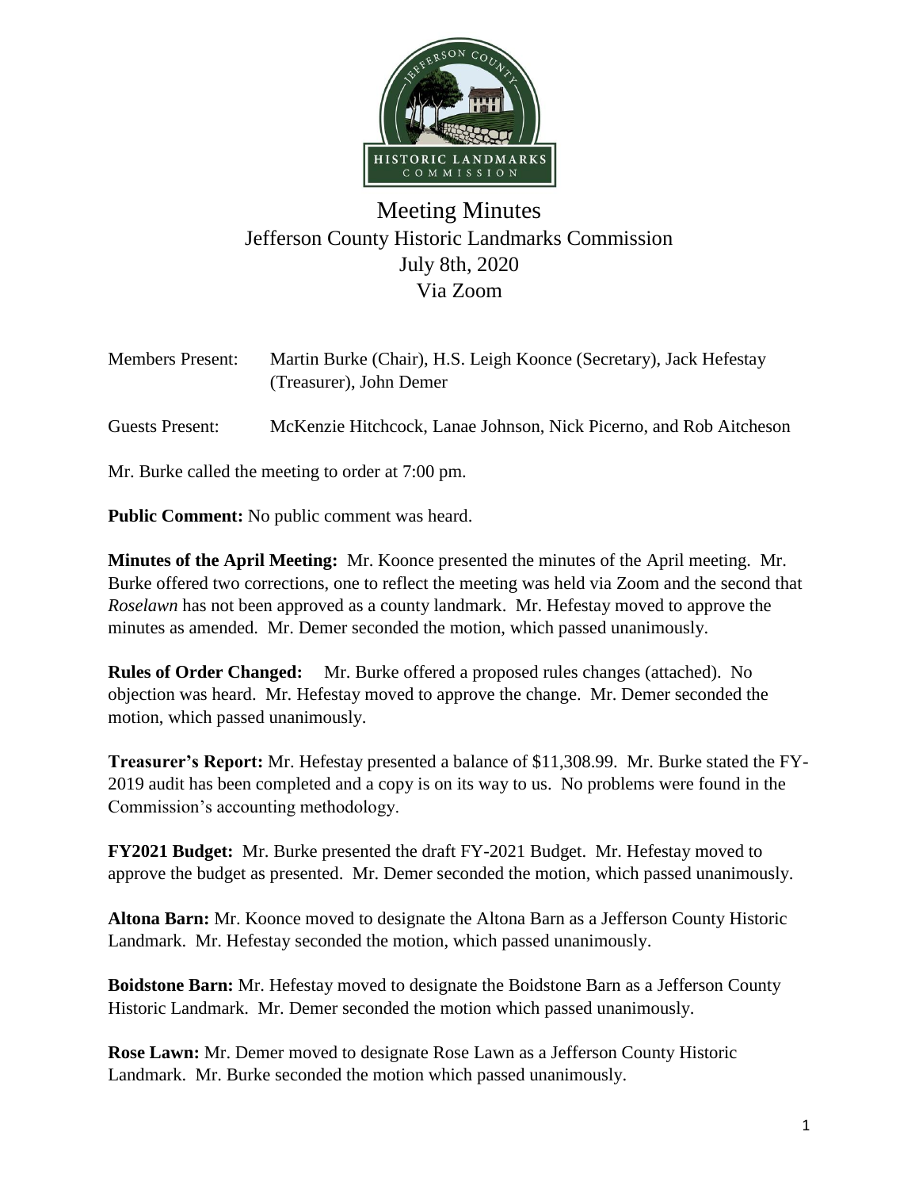# Meeting Minutes
## Jefferson County Historic Landmarks Commission
## July 8th, 2020
## Via Zoom

Members Present: Martin Burke (Chair), H.S. Leigh Koonce (Secretary), Jack Hefestay (Treasurer), John Demer

Guests Present: McKenzie Hitchcock, Lanae Johnson, Nick Picerno, and Rob Aitcheson

Mr. Burke called the meeting to order at 7:00 pm.

**Public Comment:** No public comment was heard.

**Minutes of the April Meeting:** Mr. Koonce presented the minutes of the April meeting. Mr. Burke offered two corrections, one to reflect the meeting was held via Zoom and the second that *Roselawn* has not been approved as a county landmark. Mr. Hefestay moved to approve the minutes as amended. Mr. Demer seconded the motion, which passed unanimously.

**Rules of Order Changed:** Mr. Burke offered a proposed rules changes (attached). No objection was heard. Mr. Hefestay moved to approve the change. Mr. Demer seconded the motion, which passed unanimously.

**Treasurer's Report:** Mr. Hefestay presented a balance of $11,308.99. Mr. Burke stated the FY-2019 audit has been completed and a copy is on its way to us. No problems were found in the Commission's accounting methodology.

**FY2021 Budget:** Mr. Burke presented the draft FY-2021 Budget. Mr. Hefestay moved to approve the budget as presented. Mr. Demer seconded the motion, which passed unanimously.

**Altona Barn:** Mr. Koonce moved to designate the Altona Barn as a Jefferson County Historic Landmark. Mr. Hefestay seconded the motion, which passed unanimously.

**Boidstone Barn:** Mr. Hefestay moved to designate the Boidstone Barn as a Jefferson County Historic Landmark. Mr. Demer seconded the motion which passed unanimously.

**Rose Lawn:** Mr. Demer moved to designate Rose Lawn as a Jefferson County Historic Landmark. Mr. Burke seconded the motion which passed unanimously.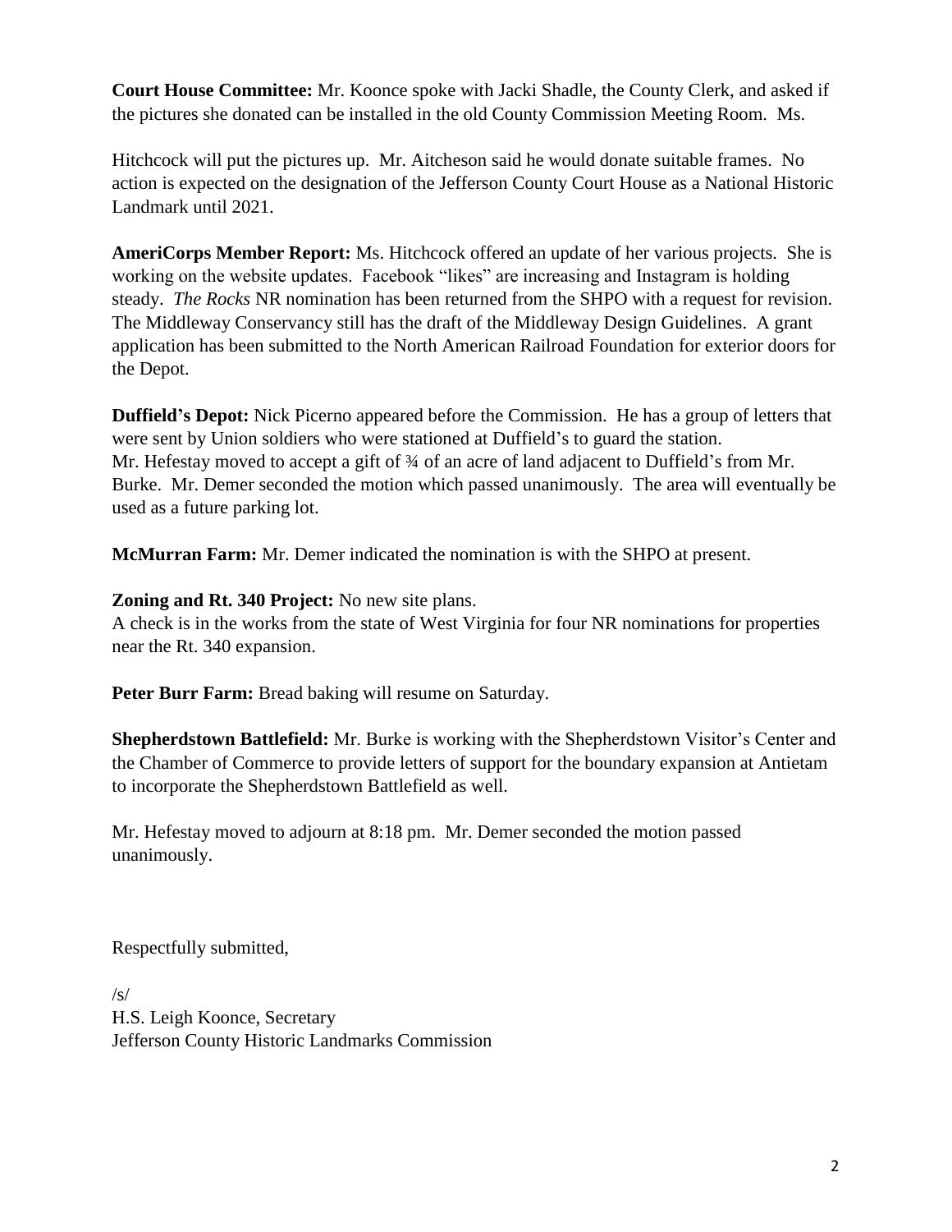**Court House Committee:** Mr. Koonce spoke with Jacki Shadle, the County Clerk, and asked if the pictures she donated can be installed in the old County Commission Meeting Room. Ms.

Hitchcock will put the pictures up. Mr. Aitcheson said he would donate suitable frames. No action is expected on the designation of the Jefferson County Court House as a National Historic Landmark until 2021.

**AmeriCorps Member Report:** Ms. Hitchcock offered an update of her various projects. She is working on the website updates. Facebook "likes" are increasing and Instagram is holding steady. *The Rocks* NR nomination has been returned from the SHPO with a request for revision. The Middleway Conservancy still has the draft of the Middleway Design Guidelines. A grant application has been submitted to the North American Railroad Foundation for exterior doors for the Depot.

**Duffield's Depot:** Nick Picerno appeared before the Commission. He has a group of letters that were sent by Union soldiers who were stationed at Duffield's to guard the station. Mr. Hefestay moved to accept a gift of ¾ of an acre of land adjacent to Duffield's from Mr. Burke. Mr. Demer seconded the motion which passed unanimously. The area will eventually be used as a future parking lot.

**McMurran Farm:** Mr. Demer indicated the nomination is with the SHPO at present.

**Zoning and Rt. 340 Project:** No new site plans.
A check is in the works from the state of West Virginia for four NR nominations for properties near the Rt. 340 expansion.

**Peter Burr Farm:** Bread baking will resume on Saturday.

**Shepherdstown Battlefield:** Mr. Burke is working with the Shepherdstown Visitor's Center and the Chamber of Commerce to provide letters of support for the boundary expansion at Antietam to incorporate the Shepherdstown Battlefield as well.

Mr. Hefestay moved to adjourn at 8:18 pm. Mr. Demer seconded the motion passed unanimously.

Respectfully submitted,

/s/
H.S. Leigh Koonce, Secretary
Jefferson County Historic Landmarks Commission